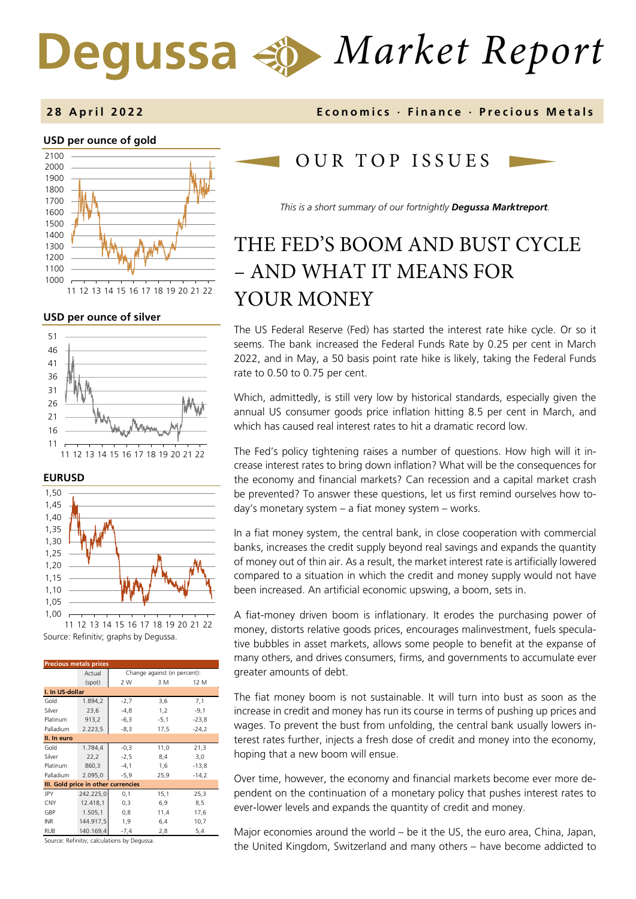# Degussa Market Report

**28 April 2022** — Economics · Finance · Precious Metals

**USD per ounce of gold**

**USD per ounce of silver**

**EURUSD**

Source: Refinitiv; graphs by Degussa.

| Precious metals prices | Actual (spot) | Change against (in percent): 2 W | 3 M | 12 M |
|---|---|---|---|---|
| **I. In US-dollar** | | | | |
| Gold | 1.894,2 | -2,7 | 3,6 | 7,1 |
| Silver | 23,6 | -4,8 | 1,2 | -9,1 |
| Platinum | 913,2 | -6,3 | -5,1 | -23,8 |
| Palladium | 2.223,5 | -8,3 | 17,5 | -24,2 |
| **II. In euro** | | | | |
| Gold | 1.784,4 | -0,3 | 11,0 | 21,3 |
| Silver | 22,2 | -2,5 | 8,4 | 3,0 |
| Platinum | 860,3 | -4,1 | 1,6 | -13,8 |
| Palladium | 2.095,0 | -5,9 | 25,9 | -14,2 |
| **III. Gold price in other currencies** | | | | |
| JPY | 242.225,0 | 0,1 | 15,1 | 25,3 |
| CNY | 12.418,1 | 0,3 | 6,9 | 8,5 |
| GBP | 1.505,1 | 0,8 | 11,4 | 17,6 |
| INR | 144.917,5 | 1,9 | 6,4 | 10,7 |
| RUB | 140.169,4 | -7,4 | 2,8 | 5,4 |

Source: Refinitiv; calculations by Degussa.

## OUR TOP ISSUES

*This is a short summary of our fortnightly* ***Degussa Marktreport****.*

# THE FED'S BOOM AND BUST CYCLE – AND WHAT IT MEANS FOR YOUR MONEY

The US Federal Reserve (Fed) has started the interest rate hike cycle. Or so it seems. The bank increased the Federal Funds Rate by 0.25 per cent in March 2022, and in May, a 50 basis point rate hike is likely, taking the Federal Funds rate to 0.50 to 0.75 per cent.

Which, admittedly, is still very low by historical standards, especially given the annual US consumer goods price inflation hitting 8.5 per cent in March, and which has caused real interest rates to hit a dramatic record low.

The Fed's policy tightening raises a number of questions. How high will it increase interest rates to bring down inflation? What will be the consequences for the economy and financial markets? Can recession and a capital market crash be prevented? To answer these questions, let us first remind ourselves how today's monetary system – a fiat money system – works.

In a fiat money system, the central bank, in close cooperation with commercial banks, increases the credit supply beyond real savings and expands the quantity of money out of thin air. As a result, the market interest rate is artificially lowered compared to a situation in which the credit and money supply would not have been increased. An artificial economic upswing, a boom, sets in.

A fiat-money driven boom is inflationary. It erodes the purchasing power of money, distorts relative goods prices, encourages malinvestment, fuels speculative bubbles in asset markets, allows some people to benefit at the expanse of many others, and drives consumers, firms, and governments to accumulate ever greater amounts of debt.

The fiat money boom is not sustainable. It will turn into bust as soon as the increase in credit and money has run its course in terms of pushing up prices and wages. To prevent the bust from unfolding, the central bank usually lowers interest rates further, injects a fresh dose of credit and money into the economy, hoping that a new boom will ensue.

Over time, however, the economy and financial markets become ever more dependent on the continuation of a monetary policy that pushes interest rates to ever-lower levels and expands the quantity of credit and money.

Major economies around the world – be it the US, the euro area, China, Japan, the United Kingdom, Switzerland and many others – have become addicted to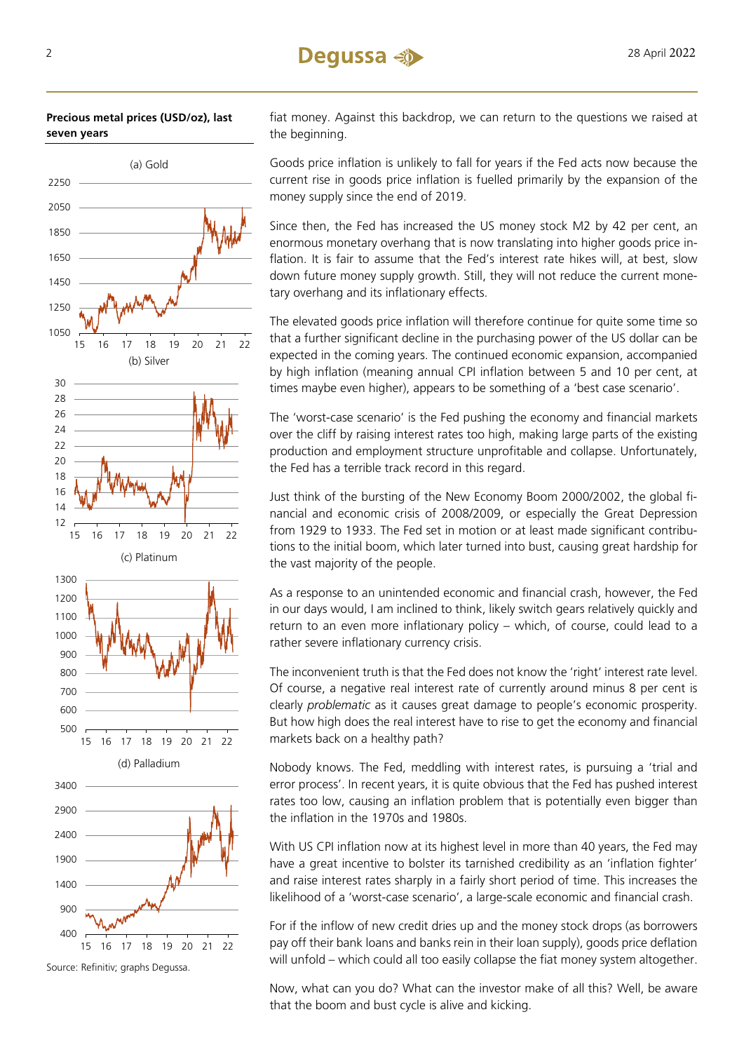**Precious metal prices (USD/oz), last seven years**

(a) Gold

(b) Silver

(c) Platinum

(d) Palladium

Source: Refinitiv; graphs Degussa.

fiat money. Against this backdrop, we can return to the questions we raised at the beginning.

Goods price inflation is unlikely to fall for years if the Fed acts now because the current rise in goods price inflation is fuelled primarily by the expansion of the money supply since the end of 2019.

Since then, the Fed has increased the US money stock M2 by 42 per cent, an enormous monetary overhang that is now translating into higher goods price inflation. It is fair to assume that the Fed's interest rate hikes will, at best, slow down future money supply growth. Still, they will not reduce the current monetary overhang and its inflationary effects.

The elevated goods price inflation will therefore continue for quite some time so that a further significant decline in the purchasing power of the US dollar can be expected in the coming years. The continued economic expansion, accompanied by high inflation (meaning annual CPI inflation between 5 and 10 per cent, at times maybe even higher), appears to be something of a 'best case scenario'.

The 'worst-case scenario' is the Fed pushing the economy and financial markets over the cliff by raising interest rates too high, making large parts of the existing production and employment structure unprofitable and collapse. Unfortunately, the Fed has a terrible track record in this regard.

Just think of the bursting of the New Economy Boom 2000/2002, the global financial and economic crisis of 2008/2009, or especially the Great Depression from 1929 to 1933. The Fed set in motion or at least made significant contributions to the initial boom, which later turned into bust, causing great hardship for the vast majority of the people.

As a response to an unintended economic and financial crash, however, the Fed in our days would, I am inclined to think, likely switch gears relatively quickly and return to an even more inflationary policy – which, of course, could lead to a rather severe inflationary currency crisis.

The inconvenient truth is that the Fed does not know the 'right' interest rate level. Of course, a negative real interest rate of currently around minus 8 per cent is clearly *problematic* as it causes great damage to people's economic prosperity. But how high does the real interest have to rise to get the economy and financial markets back on a healthy path?

Nobody knows. The Fed, meddling with interest rates, is pursuing a 'trial and error process'. In recent years, it is quite obvious that the Fed has pushed interest rates too low, causing an inflation problem that is potentially even bigger than the inflation in the 1970s and 1980s.

With US CPI inflation now at its highest level in more than 40 years, the Fed may have a great incentive to bolster its tarnished credibility as an 'inflation fighter' and raise interest rates sharply in a fairly short period of time. This increases the likelihood of a 'worst-case scenario', a large-scale economic and financial crash.

For if the inflow of new credit dries up and the money stock drops (as borrowers pay off their bank loans and banks rein in their loan supply), goods price deflation will unfold – which could all too easily collapse the fiat money system altogether.

Now, what can you do? What can the investor make of all this? Well, be aware that the boom and bust cycle is alive and kicking.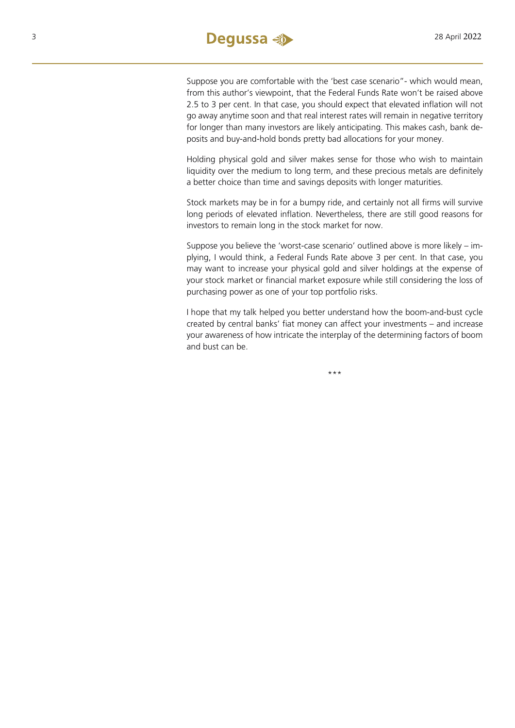Suppose you are comfortable with the 'best case scenario"- which would mean, from this author's viewpoint, that the Federal Funds Rate won't be raised above 2.5 to 3 per cent. In that case, you should expect that elevated inflation will not go away anytime soon and that real interest rates will remain in negative territory for longer than many investors are likely anticipating. This makes cash, bank deposits and buy-and-hold bonds pretty bad allocations for your money.

Holding physical gold and silver makes sense for those who wish to maintain liquidity over the medium to long term, and these precious metals are definitely a better choice than time and savings deposits with longer maturities.

Stock markets may be in for a bumpy ride, and certainly not all firms will survive long periods of elevated inflation. Nevertheless, there are still good reasons for investors to remain long in the stock market for now.

Suppose you believe the 'worst-case scenario' outlined above is more likely – implying, I would think, a Federal Funds Rate above 3 per cent. In that case, you may want to increase your physical gold and silver holdings at the expense of your stock market or financial market exposure while still considering the loss of purchasing power as one of your top portfolio risks.

I hope that my talk helped you better understand how the boom-and-bust cycle created by central banks' fiat money can affect your investments – and increase your awareness of how intricate the interplay of the determining factors of boom and bust can be.

\*\*\*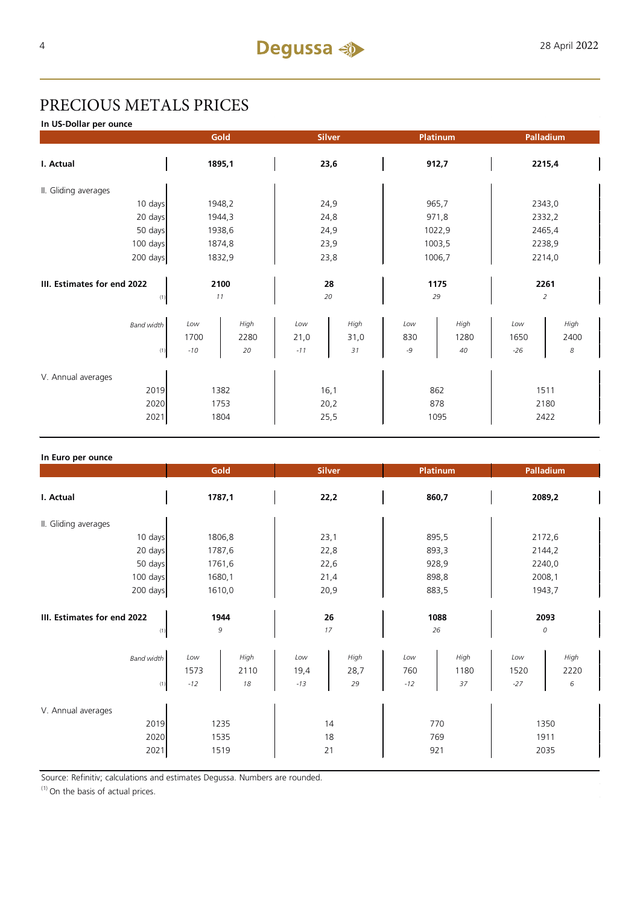# PRECIOUS METALS PRICES

**In US-Dollar per ounce**

| | Gold | | Silver | | Platinum | | Palladium | |
|---|---|---|---|---|---|---|---|---|
| **I. Actual** | **1895,1** | | **23,6** | | **912,7** | | **2215,4** | |
| II. Gliding averages | | | | | | | | |
| 10 days | 1948,2 | | 24,9 | | 965,7 | | 2343,0 | |
| 20 days | 1944,3 | | 24,8 | | 971,8 | | 2332,2 | |
| 50 days | 1938,6 | | 24,9 | | 1022,9 | | 2465,4 | |
| 100 days | 1874,8 | | 23,9 | | 1003,5 | | 2238,9 | |
| 200 days | 1832,9 | | 23,8 | | 1006,7 | | 2214,0 | |
| **III. Estimates for end 2022** | **2100** | | **28** | | **1175** | | **2261** | |
| (1) | *11* | | *20* | | *29* | | *2* | |
| *Band width* | *Low* | *High* | *Low* | *High* | *Low* | *High* | *Low* | *High* |
| | 1700 | 2280 | 21,0 | 31,0 | 830 | 1280 | 1650 | 2400 |
| (1) | *-10* | *20* | *-11* | *31* | *-9* | *40* | *-26* | *8* |
| V. Annual averages | | | | | | | | |
| 2019 | 1382 | | 16,1 | | 862 | | 1511 | |
| 2020 | 1753 | | 20,2 | | 878 | | 2180 | |
| 2021 | 1804 | | 25,5 | | 1095 | | 2422 | |

**In Euro per ounce**

| | Gold | | Silver | | Platinum | | Palladium | |
|---|---|---|---|---|---|---|---|---|
| **I. Actual** | **1787,1** | | **22,2** | | **860,7** | | **2089,2** | |
| II. Gliding averages | | | | | | | | |
| 10 days | 1806,8 | | 23,1 | | 895,5 | | 2172,6 | |
| 20 days | 1787,6 | | 22,8 | | 893,3 | | 2144,2 | |
| 50 days | 1761,6 | | 22,6 | | 928,9 | | 2240,0 | |
| 100 days | 1680,1 | | 21,4 | | 898,8 | | 2008,1 | |
| 200 days | 1610,0 | | 20,9 | | 883,5 | | 1943,7 | |
| **III. Estimates for end 2022** | **1944** | | **26** | | **1088** | | **2093** | |
| (1) | *9* | | *17* | | *26* | | *0* | |
| *Band width* | *Low* | *High* | *Low* | *High* | *Low* | *High* | *Low* | *High* |
| | 1573 | 2110 | 19,4 | 28,7 | 760 | 1180 | 1520 | 2220 |
| (1) | *-12* | *18* | *-13* | *29* | *-12* | *37* | *-27* | *6* |
| V. Annual averages | | | | | | | | |
| 2019 | 1235 | | 14 | | 770 | | 1350 | |
| 2020 | 1535 | | 18 | | 769 | | 1911 | |
| 2021 | 1519 | | 21 | | 921 | | 2035 | |

Source: Refinitiv; calculations and estimates Degussa. Numbers are rounded.

(1) On the basis of actual prices.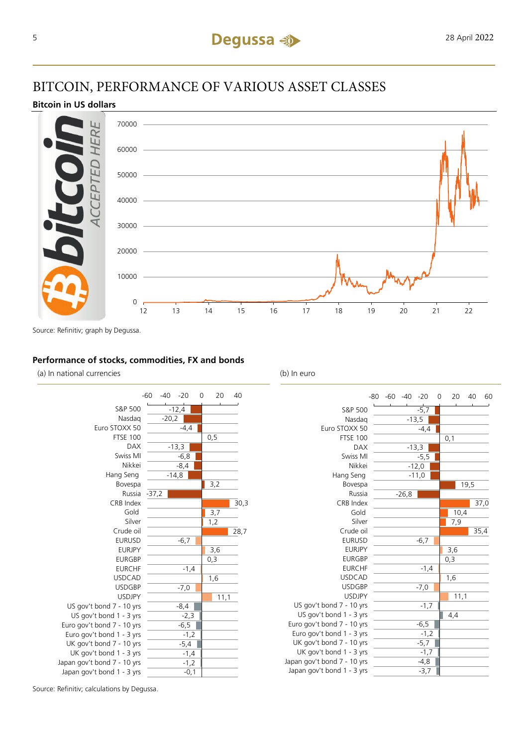# BITCOIN, PERFORMANCE OF VARIOUS ASSET CLASSES

**Bitcoin in US dollars**

Source: Refinitiv; graph by Degussa.

**Performance of stocks, commodities, FX and bonds**

| | (a) In national currencies | (b) In euro |
|---|---|---|
| S&P 500 | -12,4 | -5,7 |
| Nasdaq | -20,2 | -13,5 |
| Euro STOXX 50 | -4,4 | -4,4 |
| FTSE 100 | 0,5 | 0,1 |
| DAX | -13,3 | -13,3 |
| Swiss MI | -6,8 | -5,5 |
| Nikkei | -8,4 | -12,0 |
| Hang Seng | -14,8 | -11,0 |
| Bovespa | 3,2 | 19,5 |
| Russia | -37,2 | -26,8 |
| CRB Index | 30,3 | 37,0 |
| Gold | 3,7 | 10,4 |
| Silver | 1,2 | 7,9 |
| Crude oil | 28,7 | 35,4 |
| EURUSD | -6,7 | -6,7 |
| EURJPY | 3,6 | 3,6 |
| EURGBP | 0,3 | 0,3 |
| EURCHF | -1,4 | -1,4 |
| USDCAD | 1,6 | 1,6 |
| USDGBP | -7,0 | -7,0 |
| USDJPY | 11,1 | 11,1 |
| US gov't bond 7 - 10 yrs | -8,4 | -1,7 |
| US gov't bond 1 - 3 yrs | -2,3 | 4,4 |
| Euro gov't bond 7 - 10 yrs | -6,5 | -6,5 |
| Euro gov't bond 1 - 3 yrs | -1,2 | -1,2 |
| UK gov't bond 7 - 10 yrs | -5,4 | -5,7 |
| UK gov't bond 1 - 3 yrs | -1,4 | -1,7 |
| Japan gov't bond 7 - 10 yrs | -1,2 | -4,8 |
| Japan gov't bond 1 - 3 yrs | -0,1 | -3,7 |

Source: Refinitiv; calculations by Degussa.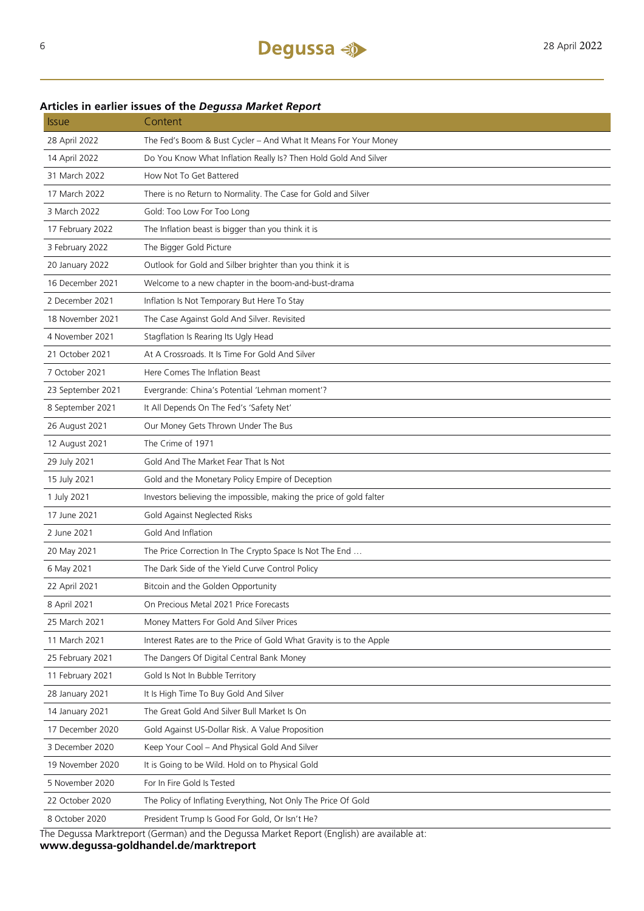**Articles in earlier issues of the *Degussa Market Report***

| Issue | Content |
|---|---|
| 28 April 2022 | The Fed's Boom & Bust Cycler – And What It Means For Your Money |
| 14 April 2022 | Do You Know What Inflation Really Is? Then Hold Gold And Silver |
| 31 March 2022 | How Not To Get Battered |
| 17 March 2022 | There is no Return to Normality. The Case for Gold and Silver |
| 3 March 2022 | Gold: Too Low For Too Long |
| 17 February 2022 | The Inflation beast is bigger than you think it is |
| 3 February 2022 | The Bigger Gold Picture |
| 20 January 2022 | Outlook for Gold and Silber brighter than you think it is |
| 16 December 2021 | Welcome to a new chapter in the boom-and-bust-drama |
| 2 December 2021 | Inflation Is Not Temporary But Here To Stay |
| 18 November 2021 | The Case Against Gold And Silver. Revisited |
| 4 November 2021 | Stagflation Is Rearing Its Ugly Head |
| 21 October 2021 | At A Crossroads. It Is Time For Gold And Silver |
| 7 October 2021 | Here Comes The Inflation Beast |
| 23 September 2021 | Evergrande: China's Potential 'Lehman moment'? |
| 8 September 2021 | It All Depends On The Fed's 'Safety Net' |
| 26 August 2021 | Our Money Gets Thrown Under The Bus |
| 12 August 2021 | The Crime of 1971 |
| 29 July 2021 | Gold And The Market Fear That Is Not |
| 15 July 2021 | Gold and the Monetary Policy Empire of Deception |
| 1 July 2021 | Investors believing the impossible, making the price of gold falter |
| 17 June 2021 | Gold Against Neglected Risks |
| 2 June 2021 | Gold And Inflation |
| 20 May 2021 | The Price Correction In The Crypto Space Is Not The End … |
| 6 May 2021 | The Dark Side of the Yield Curve Control Policy |
| 22 April 2021 | Bitcoin and the Golden Opportunity |
| 8 April 2021 | On Precious Metal 2021 Price Forecasts |
| 25 March 2021 | Money Matters For Gold And Silver Prices |
| 11 March 2021 | Interest Rates are to the Price of Gold What Gravity is to the Apple |
| 25 February 2021 | The Dangers Of Digital Central Bank Money |
| 11 February 2021 | Gold Is Not In Bubble Territory |
| 28 January 2021 | It Is High Time To Buy Gold And Silver |
| 14 January 2021 | The Great Gold And Silver Bull Market Is On |
| 17 December 2020 | Gold Against US-Dollar Risk. A Value Proposition |
| 3 December 2020 | Keep Your Cool – And Physical Gold And Silver |
| 19 November 2020 | It is Going to be Wild. Hold on to Physical Gold |
| 5 November 2020 | For In Fire Gold Is Tested |
| 22 October 2020 | The Policy of Inflating Everything, Not Only The Price Of Gold |
| 8 October 2020 | President Trump Is Good For Gold, Or Isn't He? |

The Degussa Marktreport (German) and the Degussa Market Report (English) are available at:
**www.degussa-goldhandel.de/marktreport**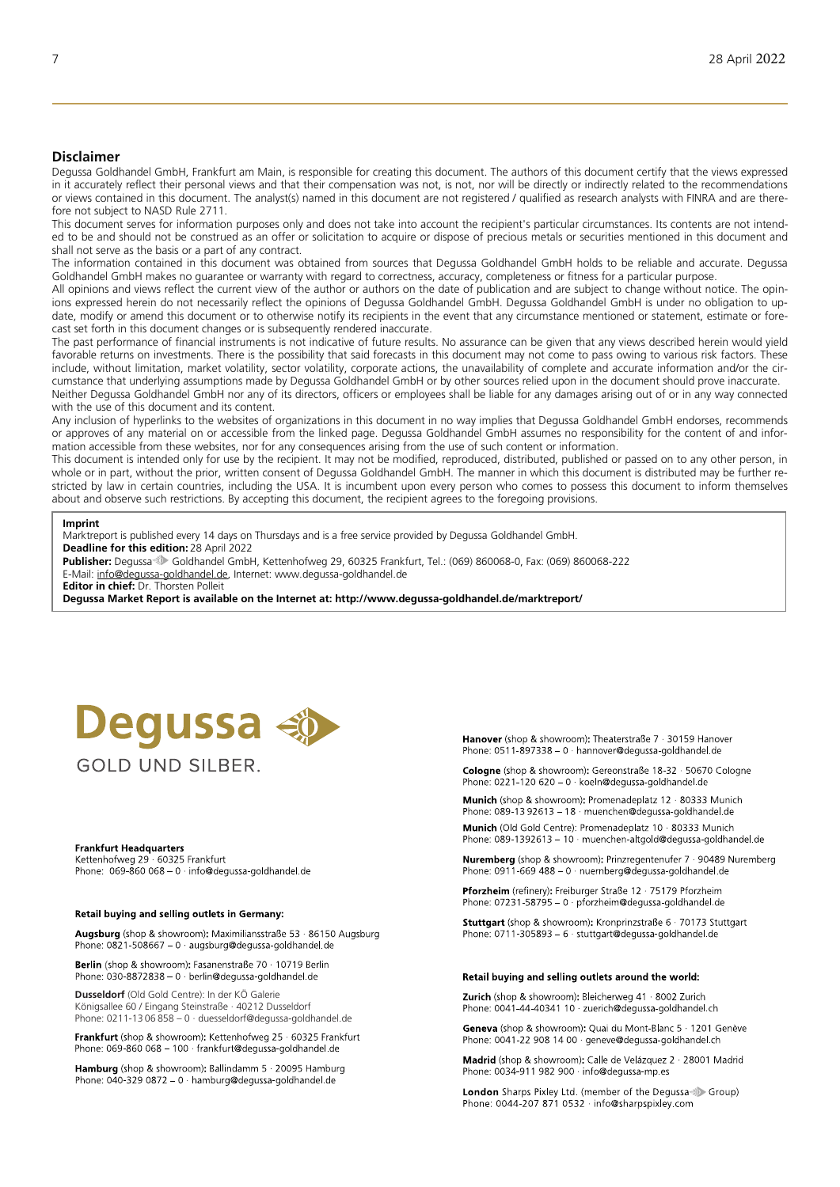## Disclaimer

Degussa Goldhandel GmbH, Frankfurt am Main, is responsible for creating this document. The authors of this document certify that the views expressed in it accurately reflect their personal views and that their compensation was not, is not, nor will be directly or indirectly related to the recommendations or views contained in this document. The analyst(s) named in this document are not registered / qualified as research analysts with FINRA and are therefore not subject to NASD Rule 2711.

This document serves for information purposes only and does not take into account the recipient's particular circumstances. Its contents are not intended to be and should not be construed as an offer or solicitation to acquire or dispose of precious metals or securities mentioned in this document and shall not serve as the basis or a part of any contract.

The information contained in this document was obtained from sources that Degussa Goldhandel GmbH holds to be reliable and accurate. Degussa Goldhandel GmbH makes no guarantee or warranty with regard to correctness, accuracy, completeness or fitness for a particular purpose.

All opinions and views reflect the current view of the author or authors on the date of publication and are subject to change without notice. The opinions expressed herein do not necessarily reflect the opinions of Degussa Goldhandel GmbH. Degussa Goldhandel GmbH is under no obligation to update, modify or amend this document or to otherwise notify its recipients in the event that any circumstance mentioned or statement, estimate or forecast set forth in this document changes or is subsequently rendered inaccurate.

The past performance of financial instruments is not indicative of future results. No assurance can be given that any views described herein would yield favorable returns on investments. There is the possibility that said forecasts in this document may not come to pass owing to various risk factors. These include, without limitation, market volatility, sector volatility, corporate actions, the unavailability of complete and accurate information and/or the circumstance that underlying assumptions made by Degussa Goldhandel GmbH or by other sources relied upon in the document should prove inaccurate.

Neither Degussa Goldhandel GmbH nor any of its directors, officers or employees shall be liable for any damages arising out of or in any way connected with the use of this document and its content.

Any inclusion of hyperlinks to the websites of organizations in this document in no way implies that Degussa Goldhandel GmbH endorses, recommends or approves of any material on or accessible from the linked page. Degussa Goldhandel GmbH assumes no responsibility for the content of and information accessible from these websites, nor for any consequences arising from the use of such content or information.

This document is intended only for use by the recipient. It may not be modified, reproduced, distributed, published or passed on to any other person, in whole or in part, without the prior, written consent of Degussa Goldhandel GmbH. The manner in which this document is distributed may be further restricted by law in certain countries, including the USA. It is incumbent upon every person who comes to possess this document to inform themselves about and observe such restrictions. By accepting this document, the recipient agrees to the foregoing provisions.

**Imprint**
Marktreport is published every 14 days on Thursdays and is a free service provided by Degussa Goldhandel GmbH.
**Deadline for this edition:** 28 April 2022
**Publisher:** Degussa Goldhandel GmbH, Kettenhofweg 29, 60325 Frankfurt, Tel.: (069) 860068-0, Fax: (069) 860068-222
E-Mail: info@degussa-goldhandel.de, Internet: www.degussa-goldhandel.de
**Editor in chief:** Dr. Thorsten Polleit
**Degussa Market Report is available on the Internet at: http://www.degussa-goldhandel.de/marktreport/**

Degussa
GOLD UND SILBER.

**Frankfurt Headquarters**
Kettenhofweg 29 · 60325 Frankfurt
Phone: 069-860 068 – 0 · info@degussa-goldhandel.de

**Retail buying and selling outlets in Germany:**

**Augsburg** (shop & showroom): Maximiliansstraße 53 · 86150 Augsburg
Phone: 0821-508667 – 0 · augsburg@degussa-goldhandel.de

**Berlin** (shop & showroom): Fasanenstraße 70 · 10719 Berlin
Phone: 030-8872838 – 0 · berlin@degussa-goldhandel.de

**Dusseldorf** (Old Gold Centre): In der KÖ Galerie
Königsallee 60 / Eingang Steinstraße · 40212 Dusseldorf
Phone: 0211-13 06 858 – 0 · duesseldorf@degussa-goldhandel.de

**Frankfurt** (shop & showroom): Kettenhofweg 25 · 60325 Frankfurt
Phone: 069-860 068 – 100 · frankfurt@degussa-goldhandel.de

**Hamburg** (shop & showroom): Ballindamm 5 · 20095 Hamburg
Phone: 040-329 0872 – 0 · hamburg@degussa-goldhandel.de

**Hanover** (shop & showroom): Theaterstraße 7 · 30159 Hanover
Phone: 0511-897338 – 0 · hannover@degussa-goldhandel.de

**Cologne** (shop & showroom): Gereonstraße 18-32 · 50670 Cologne
Phone: 0221-120 620 – 0 · koeln@degussa-goldhandel.de

**Munich** (shop & showroom): Promenadeplatz 12 · 80333 Munich
Phone: 089-13 92613 – 18 · muenchen@degussa-goldhandel.de

**Munich** (Old Gold Centre): Promenadeplatz 10 · 80333 Munich
Phone: 089-1392613 – 10 · muenchen-altgold@degussa-goldhandel.de

**Nuremberg** (shop & showroom): Prinzregentenufer 7 · 90489 Nuremberg
Phone: 0911-669 488 – 0 · nuernberg@degussa-goldhandel.de

**Pforzheim** (refinery): Freiburger Straße 12 · 75179 Pforzheim
Phone: 07231-58795 – 0 · pforzheim@degussa-goldhandel.de

**Stuttgart** (shop & showroom): Kronprinzstraße 6 · 70173 Stuttgart
Phone: 0711-305893 – 6 · stuttgart@degussa-goldhandel.de

**Retail buying and selling outlets around the world:**

**Zurich** (shop & showroom): Bleicherweg 41 · 8002 Zurich
Phone: 0041-44-40341 10 · zuerich@degussa-goldhandel.ch

**Geneva** (shop & showroom): Quai du Mont-Blanc 5 · 1201 Genève
Phone: 0041-22 908 14 00 · geneve@degussa-goldhandel.ch

**Madrid** (shop & showroom): Calle de Velázquez 2 · 28001 Madrid
Phone: 0034-911 982 900 · info@degussa-mp.es

**London** Sharps Pixley Ltd. (member of the Degussa Group)
Phone: 0044-207 871 0532 · info@sharpspixley.com